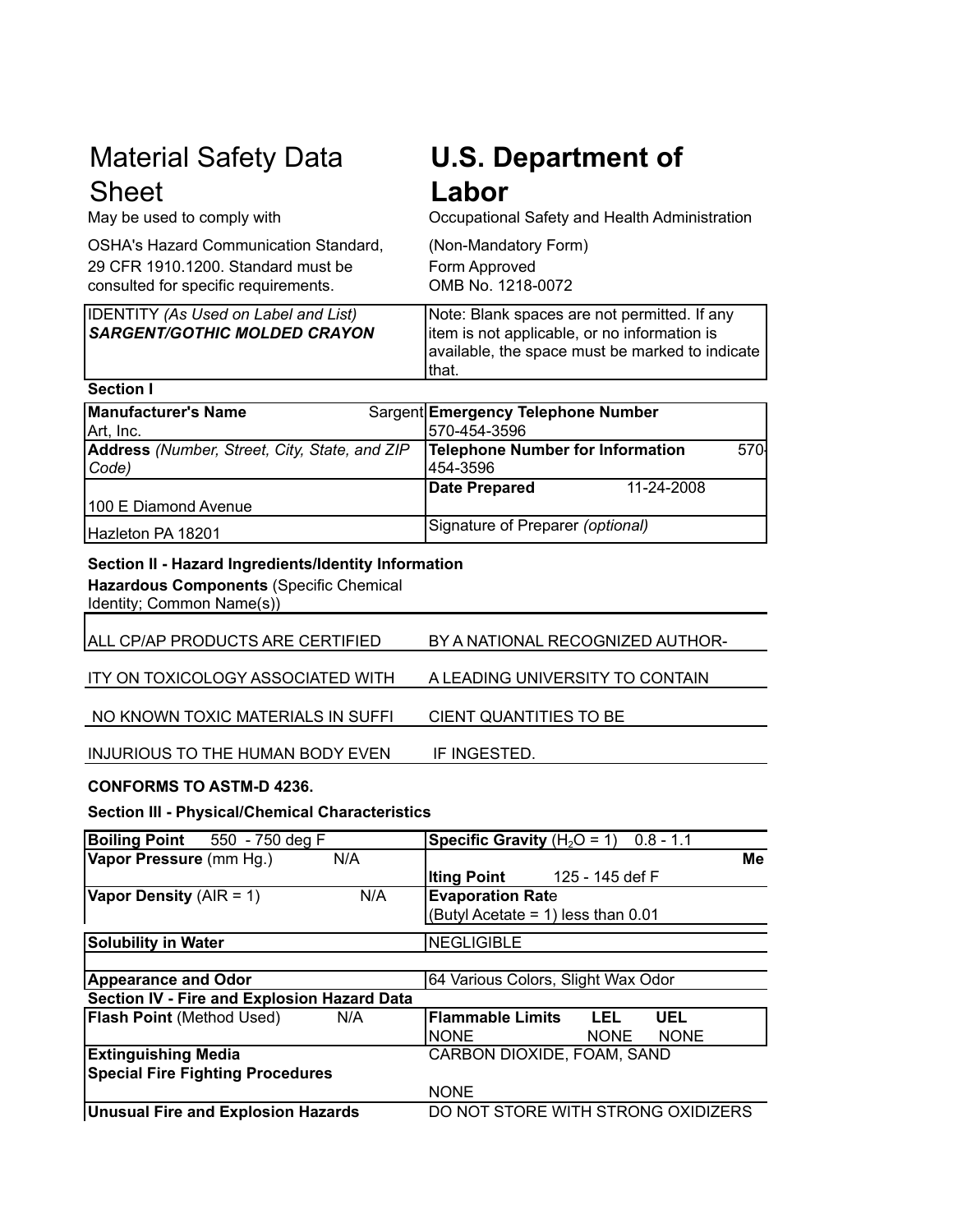# Material Safety Data Sheet

May be used to comply with

OSHA's Hazard Communication Standard, 29 CFR 1910.1200. Standard must be consulted for specific requirements.

# U.S. Department of Labor

Occupational Safety and Health Administration

(Non-Mandatory Form)
Form Approved
OMB No. 1218-0072

| IDENTITY *(As Used on Label and List)* | Note: Blank spaces are not permitted. If any item is not applicable, or no information is available, the space must be marked to indicate that. |
|---|---|
| ***SARGENT/GOTHIC MOLDED CRAYON*** | |

**Section I**

| | |
|---|---|
| **Manufacturer's Name** Sargent Art, Inc. | **Emergency Telephone Number** 570-454-3596 |
| **Address** *(Number, Street, City, State, and ZIP Code)* | **Telephone Number for Information** 570-454-3596 |
| 100 E Diamond Avenue | **Date Prepared** 11-24-2008 |
| Hazleton PA 18201 | Signature of Preparer *(optional)* |

**Section II - Hazard Ingredients/Identity Information**

**Hazardous Components** (Specific Chemical Identity; Common Name(s))

ALL CP/AP PRODUCTS ARE CERTIFIED BY A NATIONAL RECOGNIZED AUTHOR-ITY ON TOXICOLOGY ASSOCIATED WITH A LEADING UNIVERSITY TO CONTAIN NO KNOWN TOXIC MATERIALS IN SUFFICIENT QUANTITIES TO BE INJURIOUS TO THE HUMAN BODY EVEN IF INGESTED.

**CONFORMS TO ASTM-D 4236.**

**Section III - Physical/Chemical Characteristics**

| | |
|---|---|
| **Boiling Point** 550 - 750 deg F | **Specific Gravity** ($H_2O$ = 1) 0.8 - 1.1 |
| **Vapor Pressure** (mm Hg.) N/A | **Melting Point** 125 - 145 def F |
| **Vapor Density** (AIR = 1) N/A | **Evaporation Rate** (Butyl Acetate = 1) less than 0.01 |
| **Solubility in Water** | NEGLIGIBLE |
| **Appearance and Odor** | 64 Various Colors, Slight Wax Odor |

**Section IV - Fire and Explosion Hazard Data**

| | |
|---|---|
| **Flash Point** (Method Used) N/A | **Flammable Limits** NONE **LEL** NONE **UEL** NONE |
| **Extinguishing Media** | CARBON DIOXIDE, FOAM, SAND |
| **Special Fire Fighting Procedures** | NONE |
| **Unusual Fire and Explosion Hazards** | DO NOT STORE WITH STRONG OXIDIZERS |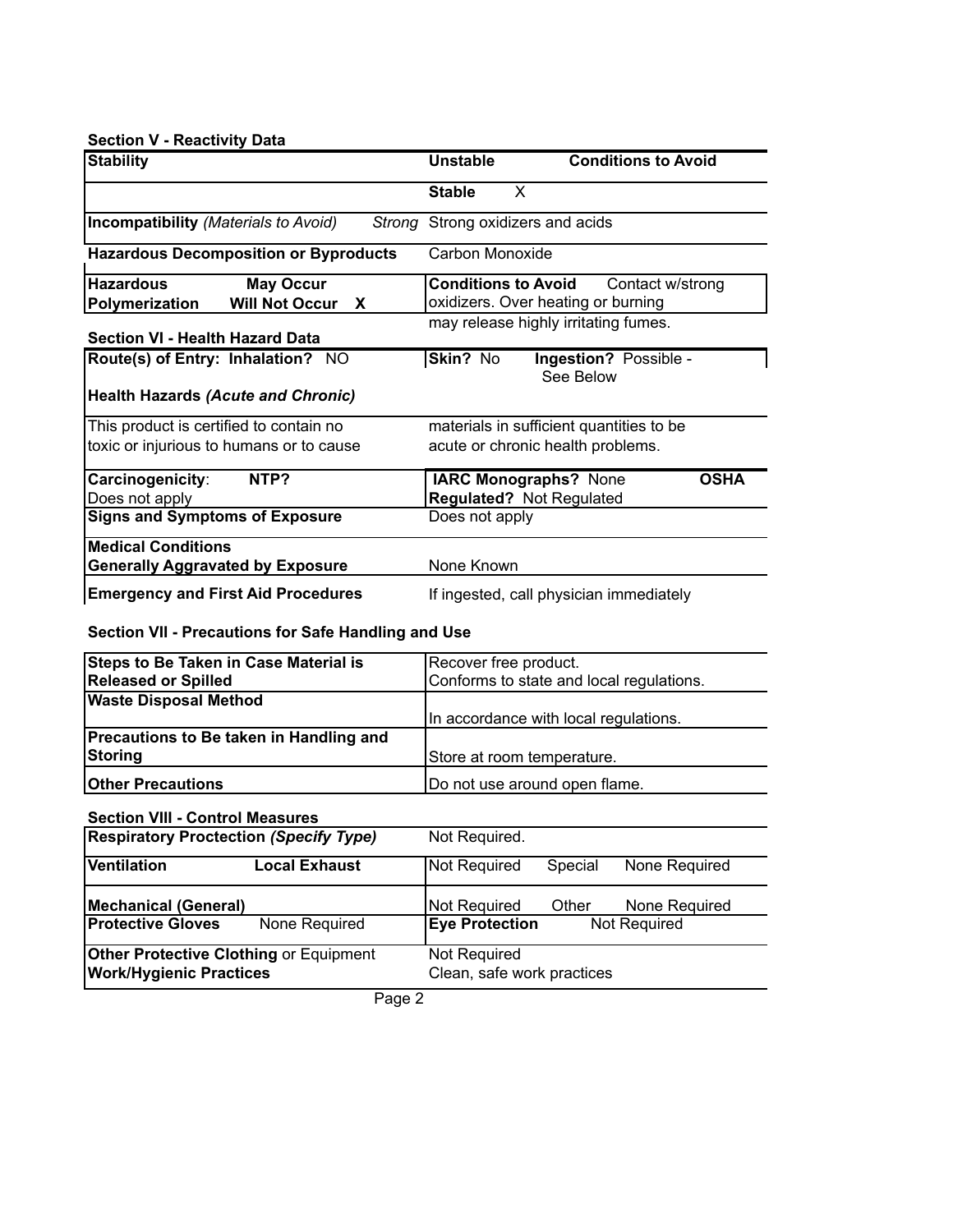### Section V - Reactivity Data

| | | |
|---|---|---|
| **Stability** | **Unstable** | **Conditions to Avoid** |
| | **Stable** X | |
| **Incompatibility** *(Materials to Avoid)* *Strong* | Strong oxidizers and acids | |
| **Hazardous Decomposition or Byproducts** | Carbon Monoxide | |
| **Hazardous Polymerization** **May Occur** **Will Not Occur X** | **Conditions to Avoid** Contact w/strong oxidizers. Over heating or burning may release highly irritating fumes. | |

### Section VI - Health Hazard Data

| | | |
|---|---|---|
| **Route(s) of Entry: Inhalation?** NO | **Skin?** No | **Ingestion?** Possible - See Below |
| **Health Hazards *(Acute and Chronic)*** | | |
| This product is certified to contain no toxic or injurious to humans or to cause | materials in sufficient quantities to be acute or chronic health problems. | |
| **Carcinogenicity**: **NTP?** Does not apply | **IARC Monographs?** None | **OSHA Regulated?** Not Regulated |
| **Signs and Symptoms of Exposure** | Does not apply | |
| **Medical Conditions Generally Aggravated by Exposure** | None Known | |
| **Emergency and First Aid Procedures** | If ingested, call physician immediately | |

### Section VII - Precautions for Safe Handling and Use

| | |
|---|---|
| **Steps to Be Taken in Case Material is Released or Spilled** | Recover free product. Conforms to state and local regulations. |
| **Waste Disposal Method** | In accordance with local regulations. |
| **Precautions to Be taken in Handling and Storing** | Store at room temperature. |
| **Other Precautions** | Do not use around open flame. |

### Section VIII - Control Measures

| | | | |
|---|---|---|---|
| **Respiratory Proctection *(Specify Type)*** | Not Required. | | |
| **Ventilation** **Local Exhaust** | Not Required | Special | None Required |
| **Mechanical (General)** | Not Required | Other | None Required |
| **Protective Gloves** None Required | **Eye Protection** | Not Required | |
| **Other Protective Clothing** or Equipment | Not Required | | |
| **Work/Hygienic Practices** | Clean, safe work practices | | |